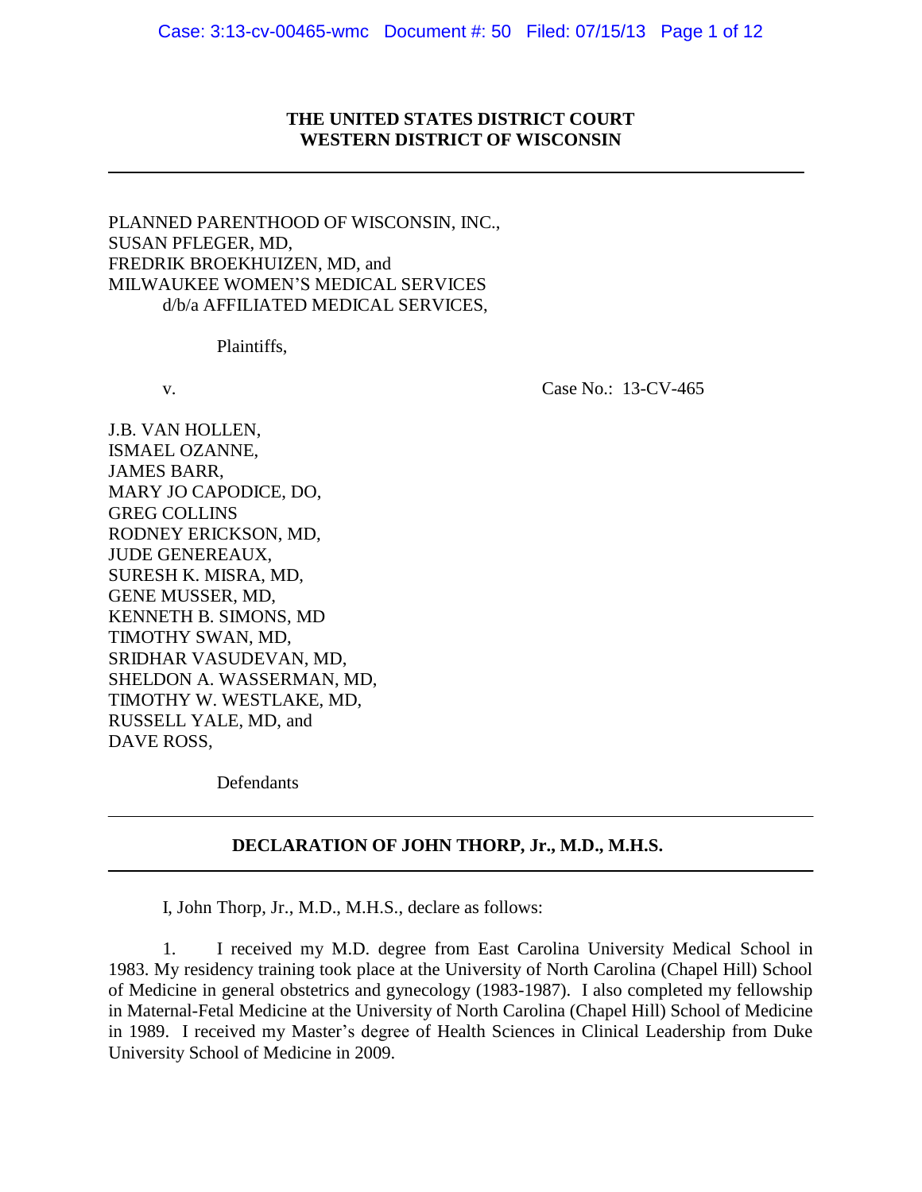**THE UNITED STATES DISTRICT COURT**
**WESTERN DISTRICT OF WISCONSIN**

---

PLANNED PARENTHOOD OF WISCONSIN, INC.,
SUSAN PFLEGER, MD,
FREDRIK BROEKHUIZEN, MD, and
MILWAUKEE WOMEN'S MEDICAL SERVICES
d/b/a AFFILIATED MEDICAL SERVICES,

Plaintiffs,

v. Case No.: 13-CV-465

J.B. VAN HOLLEN,
ISMAEL OZANNE,
JAMES BARR,
MARY JO CAPODICE, DO,
GREG COLLINS
RODNEY ERICKSON, MD,
JUDE GENEREAUX,
SURESH K. MISRA, MD,
GENE MUSSER, MD,
KENNETH B. SIMONS, MD
TIMOTHY SWAN, MD,
SRIDHAR VASUDEVAN, MD,
SHELDON A. WASSERMAN, MD,
TIMOTHY W. WESTLAKE, MD,
RUSSELL YALE, MD, and
DAVE ROSS,

Defendants

---

**DECLARATION OF JOHN THORP, Jr., M.D., M.H.S.**

---

I, John Thorp, Jr., M.D., M.H.S., declare as follows:

1. I received my M.D. degree from East Carolina University Medical School in 1983. My residency training took place at the University of North Carolina (Chapel Hill) School of Medicine in general obstetrics and gynecology (1983-1987). I also completed my fellowship in Maternal-Fetal Medicine at the University of North Carolina (Chapel Hill) School of Medicine in 1989. I received my Master's degree of Health Sciences in Clinical Leadership from Duke University School of Medicine in 2009.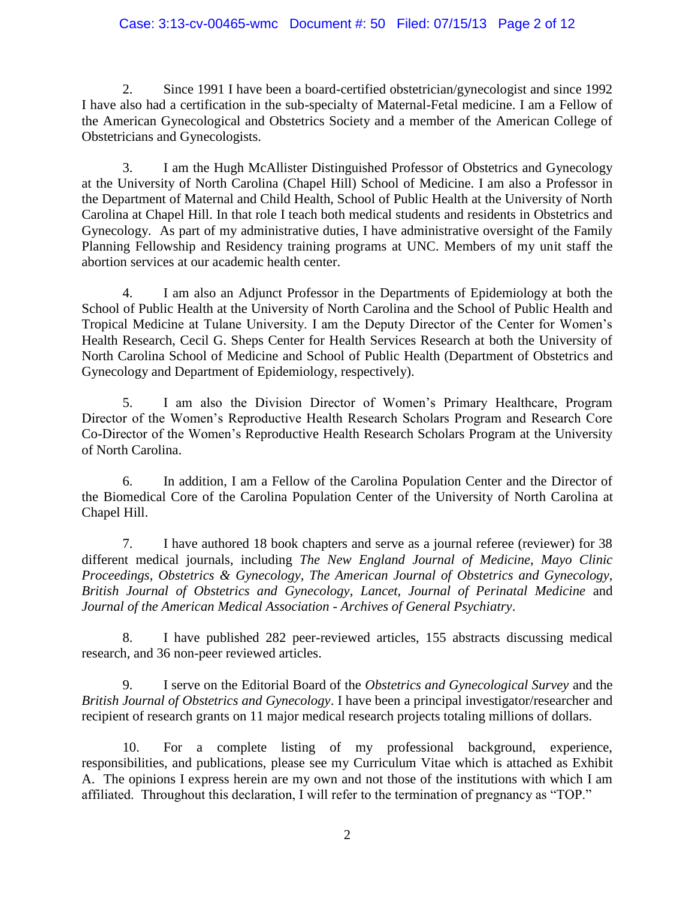2. Since 1991 I have been a board-certified obstetrician/gynecologist and since 1992 I have also had a certification in the sub-specialty of Maternal-Fetal medicine. I am a Fellow of the American Gynecological and Obstetrics Society and a member of the American College of Obstetricians and Gynecologists.

3. I am the Hugh McAllister Distinguished Professor of Obstetrics and Gynecology at the University of North Carolina (Chapel Hill) School of Medicine. I am also a Professor in the Department of Maternal and Child Health, School of Public Health at the University of North Carolina at Chapel Hill. In that role I teach both medical students and residents in Obstetrics and Gynecology. As part of my administrative duties, I have administrative oversight of the Family Planning Fellowship and Residency training programs at UNC. Members of my unit staff the abortion services at our academic health center.

4. I am also an Adjunct Professor in the Departments of Epidemiology at both the School of Public Health at the University of North Carolina and the School of Public Health and Tropical Medicine at Tulane University. I am the Deputy Director of the Center for Women's Health Research, Cecil G. Sheps Center for Health Services Research at both the University of North Carolina School of Medicine and School of Public Health (Department of Obstetrics and Gynecology and Department of Epidemiology, respectively).

5. I am also the Division Director of Women's Primary Healthcare, Program Director of the Women's Reproductive Health Research Scholars Program and Research Core Co-Director of the Women's Reproductive Health Research Scholars Program at the University of North Carolina.

6. In addition, I am a Fellow of the Carolina Population Center and the Director of the Biomedical Core of the Carolina Population Center of the University of North Carolina at Chapel Hill.

7. I have authored 18 book chapters and serve as a journal referee (reviewer) for 38 different medical journals, including *The New England Journal of Medicine, Mayo Clinic Proceedings, Obstetrics & Gynecology, The American Journal of Obstetrics and Gynecology, British Journal of Obstetrics and Gynecology, Lancet, Journal of Perinatal Medicine* and *Journal of the American Medical Association - Archives of General Psychiatry*.

8. I have published 282 peer-reviewed articles, 155 abstracts discussing medical research, and 36 non-peer reviewed articles.

9. I serve on the Editorial Board of the *Obstetrics and Gynecological Survey* and the *British Journal of Obstetrics and Gynecology*. I have been a principal investigator/researcher and recipient of research grants on 11 major medical research projects totaling millions of dollars.

10. For a complete listing of my professional background, experience, responsibilities, and publications, please see my Curriculum Vitae which is attached as Exhibit A. The opinions I express herein are my own and not those of the institutions with which I am affiliated. Throughout this declaration, I will refer to the termination of pregnancy as "TOP."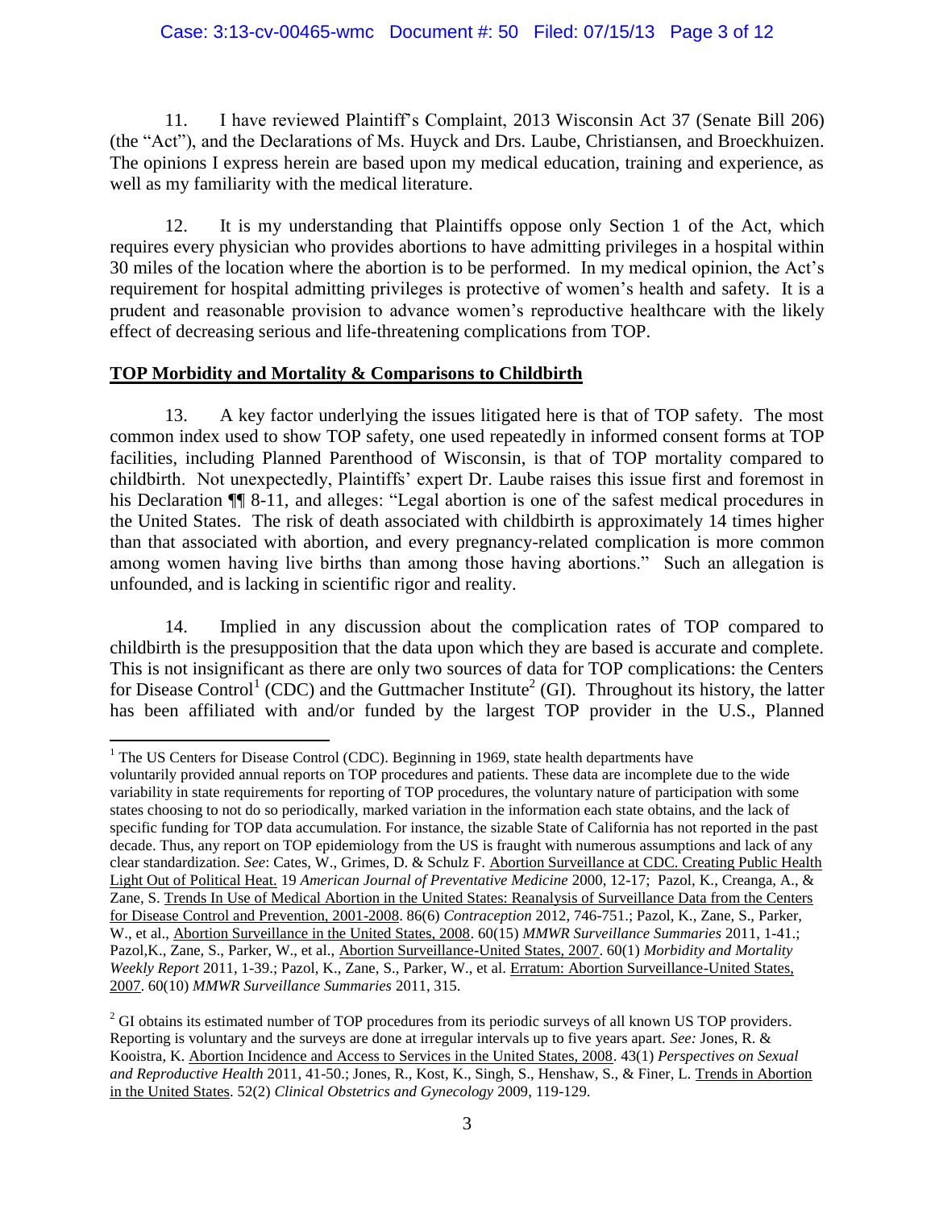11. I have reviewed Plaintiff's Complaint, 2013 Wisconsin Act 37 (Senate Bill 206) (the "Act"), and the Declarations of Ms. Huyck and Drs. Laube, Christiansen, and Broeckhuizen. The opinions I express herein are based upon my medical education, training and experience, as well as my familiarity with the medical literature.

12. It is my understanding that Plaintiffs oppose only Section 1 of the Act, which requires every physician who provides abortions to have admitting privileges in a hospital within 30 miles of the location where the abortion is to be performed. In my medical opinion, the Act's requirement for hospital admitting privileges is protective of women's health and safety. It is a prudent and reasonable provision to advance women's reproductive healthcare with the likely effect of decreasing serious and life-threatening complications from TOP.

**TOP Morbidity and Mortality & Comparisons to Childbirth**

13. A key factor underlying the issues litigated here is that of TOP safety. The most common index used to show TOP safety, one used repeatedly in informed consent forms at TOP facilities, including Planned Parenthood of Wisconsin, is that of TOP mortality compared to childbirth. Not unexpectedly, Plaintiffs' expert Dr. Laube raises this issue first and foremost in his Declaration ¶¶ 8-11, and alleges: "Legal abortion is one of the safest medical procedures in the United States. The risk of death associated with childbirth is approximately 14 times higher than that associated with abortion, and every pregnancy-related complication is more common among women having live births than among those having abortions." Such an allegation is unfounded, and is lacking in scientific rigor and reality.

14. Implied in any discussion about the complication rates of TOP compared to childbirth is the presupposition that the data upon which they are based is accurate and complete. This is not insignificant as there are only two sources of data for TOP complications: the Centers for Disease Control[1] (CDC) and the Guttmacher Institute[2] (GI). Throughout its history, the latter has been affiliated with and/or funded by the largest TOP provider in the U.S., Planned

---

[1] The US Centers for Disease Control (CDC). Beginning in 1969, state health departments have voluntarily provided annual reports on TOP procedures and patients. These data are incomplete due to the wide variability in state requirements for reporting of TOP procedures, the voluntary nature of participation with some states choosing to not do so periodically, marked variation in the information each state obtains, and the lack of specific funding for TOP data accumulation. For instance, the sizable State of California has not reported in the past decade. Thus, any report on TOP epidemiology from the US is fraught with numerous assumptions and lack of any clear standardization. *See*: Cates, W., Grimes, D. & Schulz F. Abortion Surveillance at CDC. Creating Public Health Light Out of Political Heat. 19 *American Journal of Preventative Medicine* 2000, 12-17; Pazol, K., Creanga, A., & Zane, S. Trends In Use of Medical Abortion in the United States: Reanalysis of Surveillance Data from the Centers for Disease Control and Prevention, 2001-2008. 86(6) *Contraception* 2012, 746-751.; Pazol, K., Zane, S., Parker, W., et al., Abortion Surveillance in the United States, 2008. 60(15) *MMWR Surveillance Summaries* 2011, 1-41.; Pazol,K., Zane, S., Parker, W., et al., Abortion Surveillance-United States, 2007. 60(1) *Morbidity and Mortality Weekly Report* 2011, 1-39.; Pazol, K., Zane, S., Parker, W., et al. Erratum: Abortion Surveillance-United States, 2007. 60(10) *MMWR Surveillance Summaries* 2011, 315.

[2] GI obtains its estimated number of TOP procedures from its periodic surveys of all known US TOP providers. Reporting is voluntary and the surveys are done at irregular intervals up to five years apart. *See:* Jones, R. & Kooistra, K. Abortion Incidence and Access to Services in the United States, 2008. 43(1) *Perspectives on Sexual and Reproductive Health* 2011, 41-50.; Jones, R., Kost, K., Singh, S., Henshaw, S., & Finer, L. Trends in Abortion in the United States. 52(2) *Clinical Obstetrics and Gynecology* 2009, 119-129.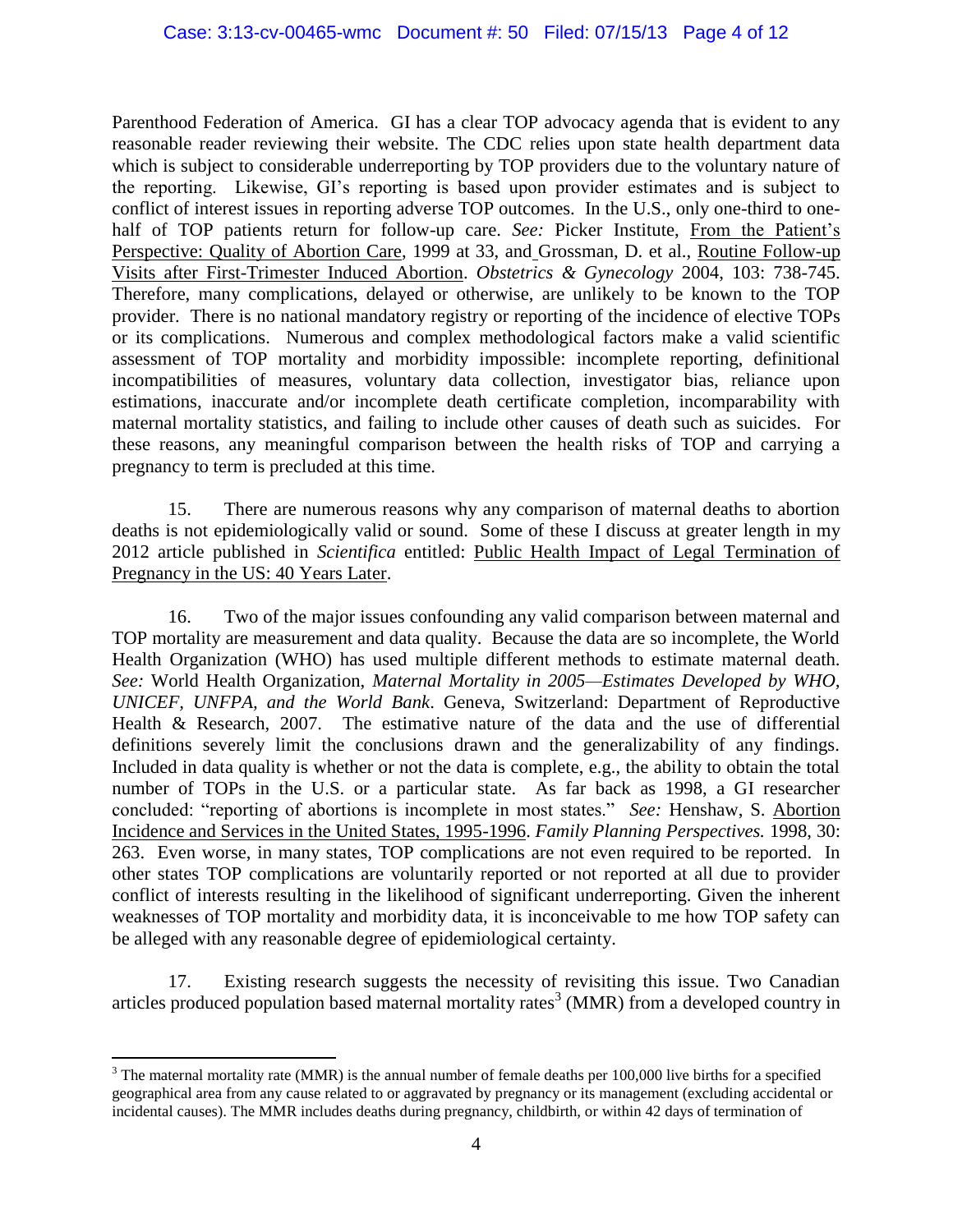Parenthood Federation of America. GI has a clear TOP advocacy agenda that is evident to any reasonable reader reviewing their website. The CDC relies upon state health department data which is subject to considerable underreporting by TOP providers due to the voluntary nature of the reporting. Likewise, GI's reporting is based upon provider estimates and is subject to conflict of interest issues in reporting adverse TOP outcomes. In the U.S., only one-third to one-half of TOP patients return for follow-up care. *See:* Picker Institute, From the Patient's Perspective: Quality of Abortion Care, 1999 at 33, and Grossman, D. et al., Routine Follow-up Visits after First-Trimester Induced Abortion. *Obstetrics & Gynecology* 2004, 103: 738-745. Therefore, many complications, delayed or otherwise, are unlikely to be known to the TOP provider. There is no national mandatory registry or reporting of the incidence of elective TOPs or its complications. Numerous and complex methodological factors make a valid scientific assessment of TOP mortality and morbidity impossible: incomplete reporting, definitional incompatibilities of measures, voluntary data collection, investigator bias, reliance upon estimations, inaccurate and/or incomplete death certificate completion, incomparability with maternal mortality statistics, and failing to include other causes of death such as suicides. For these reasons, any meaningful comparison between the health risks of TOP and carrying a pregnancy to term is precluded at this time.

15. There are numerous reasons why any comparison of maternal deaths to abortion deaths is not epidemiologically valid or sound. Some of these I discuss at greater length in my 2012 article published in *Scientifica* entitled: Public Health Impact of Legal Termination of Pregnancy in the US: 40 Years Later.

16. Two of the major issues confounding any valid comparison between maternal and TOP mortality are measurement and data quality. Because the data are so incomplete, the World Health Organization (WHO) has used multiple different methods to estimate maternal death. *See:* World Health Organization, *Maternal Mortality in 2005—Estimates Developed by WHO, UNICEF, UNFPA, and the World Bank*. Geneva, Switzerland: Department of Reproductive Health & Research, 2007. The estimative nature of the data and the use of differential definitions severely limit the conclusions drawn and the generalizability of any findings. Included in data quality is whether or not the data is complete, e.g., the ability to obtain the total number of TOPs in the U.S. or a particular state. As far back as 1998, a GI researcher concluded: "reporting of abortions is incomplete in most states." *See:* Henshaw, S. Abortion Incidence and Services in the United States, 1995-1996. *Family Planning Perspectives.* 1998, 30: 263. Even worse, in many states, TOP complications are not even required to be reported. In other states TOP complications are voluntarily reported or not reported at all due to provider conflict of interests resulting in the likelihood of significant underreporting. Given the inherent weaknesses of TOP mortality and morbidity data, it is inconceivable to me how TOP safety can be alleged with any reasonable degree of epidemiological certainty.

17. Existing research suggests the necessity of revisiting this issue. Two Canadian articles produced population based maternal mortality rates[3] (MMR) from a developed country in

---

[3] The maternal mortality rate (MMR) is the annual number of female deaths per 100,000 live births for a specified geographical area from any cause related to or aggravated by pregnancy or its management (excluding accidental or incidental causes). The MMR includes deaths during pregnancy, childbirth, or within 42 days of termination of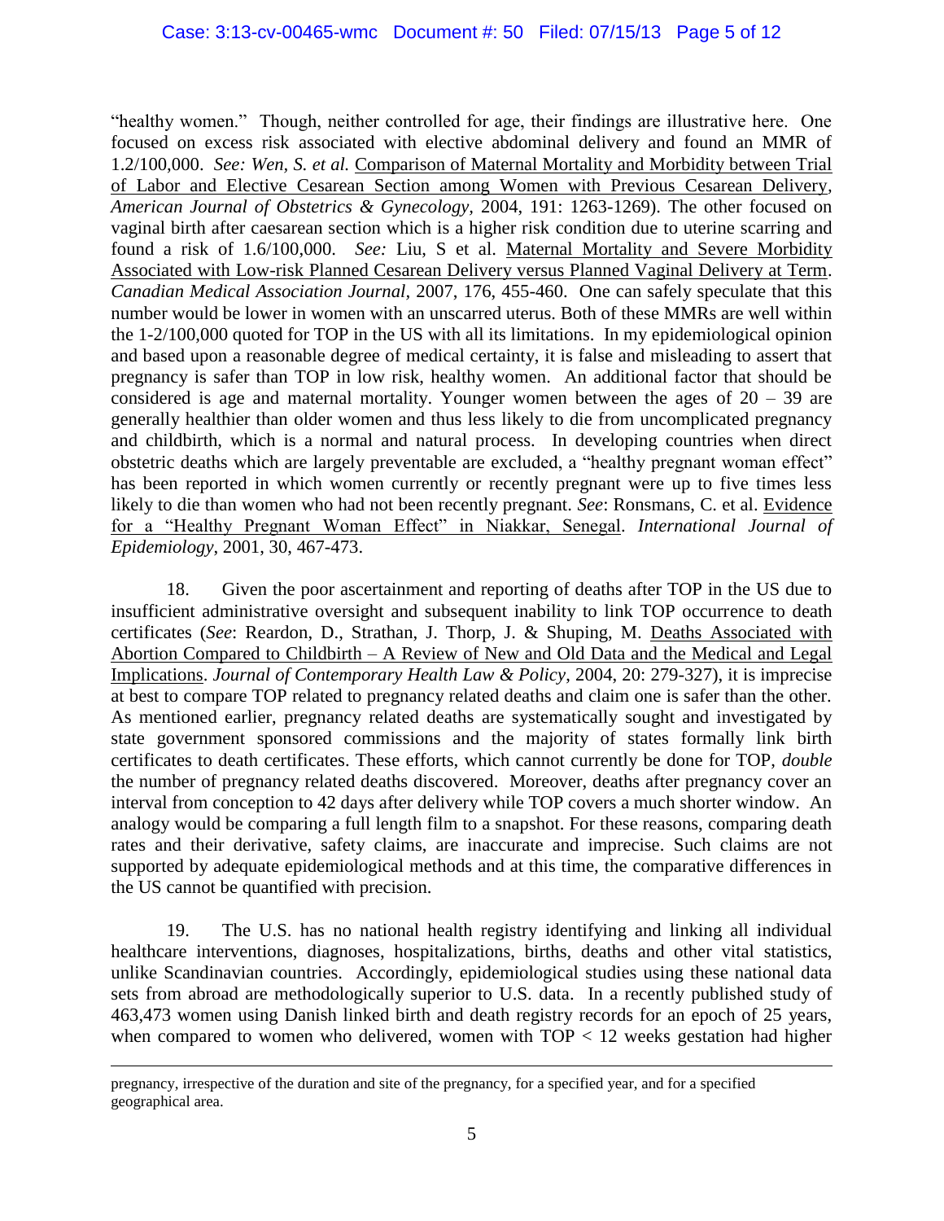"healthy women." Though, neither controlled for age, their findings are illustrative here. One focused on excess risk associated with elective abdominal delivery and found an MMR of 1.2/100,000. *See: Wen, S. et al.* Comparison of Maternal Mortality and Morbidity between Trial of Labor and Elective Cesarean Section among Women with Previous Cesarean Delivery, *American Journal of Obstetrics & Gynecology*, 2004, 191: 1263-1269). The other focused on vaginal birth after caesarean section which is a higher risk condition due to uterine scarring and found a risk of 1.6/100,000. *See:* Liu, S et al. Maternal Mortality and Severe Morbidity Associated with Low-risk Planned Cesarean Delivery versus Planned Vaginal Delivery at Term. *Canadian Medical Association Journal*, 2007, 176, 455-460. One can safely speculate that this number would be lower in women with an unscarred uterus. Both of these MMRs are well within the 1-2/100,000 quoted for TOP in the US with all its limitations. In my epidemiological opinion and based upon a reasonable degree of medical certainty, it is false and misleading to assert that pregnancy is safer than TOP in low risk, healthy women. An additional factor that should be considered is age and maternal mortality. Younger women between the ages of 20 – 39 are generally healthier than older women and thus less likely to die from uncomplicated pregnancy and childbirth, which is a normal and natural process. In developing countries when direct obstetric deaths which are largely preventable are excluded, a "healthy pregnant woman effect" has been reported in which women currently or recently pregnant were up to five times less likely to die than women who had not been recently pregnant. *See*: Ronsmans, C. et al. Evidence for a "Healthy Pregnant Woman Effect" in Niakkar, Senegal. *International Journal of Epidemiology*, 2001, 30, 467-473.

18. Given the poor ascertainment and reporting of deaths after TOP in the US due to insufficient administrative oversight and subsequent inability to link TOP occurrence to death certificates (*See*: Reardon, D., Strathan, J. Thorp, J. & Shuping, M. Deaths Associated with Abortion Compared to Childbirth – A Review of New and Old Data and the Medical and Legal Implications. *Journal of Contemporary Health Law & Policy*, 2004, 20: 279-327), it is imprecise at best to compare TOP related to pregnancy related deaths and claim one is safer than the other. As mentioned earlier, pregnancy related deaths are systematically sought and investigated by state government sponsored commissions and the majority of states formally link birth certificates to death certificates. These efforts, which cannot currently be done for TOP, *double* the number of pregnancy related deaths discovered. Moreover, deaths after pregnancy cover an interval from conception to 42 days after delivery while TOP covers a much shorter window. An analogy would be comparing a full length film to a snapshot. For these reasons, comparing death rates and their derivative, safety claims, are inaccurate and imprecise. Such claims are not supported by adequate epidemiological methods and at this time, the comparative differences in the US cannot be quantified with precision.

19. The U.S. has no national health registry identifying and linking all individual healthcare interventions, diagnoses, hospitalizations, births, deaths and other vital statistics, unlike Scandinavian countries. Accordingly, epidemiological studies using these national data sets from abroad are methodologically superior to U.S. data. In a recently published study of 463,473 women using Danish linked birth and death registry records for an epoch of 25 years, when compared to women who delivered, women with TOP < 12 weeks gestation had higher

---

pregnancy, irrespective of the duration and site of the pregnancy, for a specified year, and for a specified geographical area.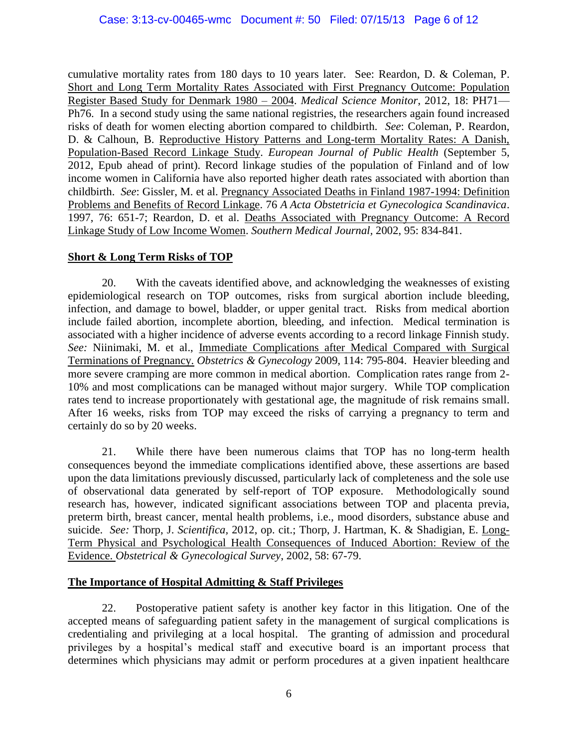cumulative mortality rates from 180 days to 10 years later. See: Reardon, D. & Coleman, P. Short and Long Term Mortality Rates Associated with First Pregnancy Outcome: Population Register Based Study for Denmark 1980 – 2004. *Medical Science Monitor*, 2012, 18: PH71—Ph76. In a second study using the same national registries, the researchers again found increased risks of death for women electing abortion compared to childbirth. *See*: Coleman, P. Reardon, D. & Calhoun, B. Reproductive History Patterns and Long-term Mortality Rates: A Danish, Population-Based Record Linkage Study. *European Journal of Public Health* (September 5, 2012, Epub ahead of print). Record linkage studies of the population of Finland and of low income women in California have also reported higher death rates associated with abortion than childbirth. *See*: Gissler, M. et al. Pregnancy Associated Deaths in Finland 1987-1994: Definition Problems and Benefits of Record Linkage. 76 *A Acta Obstetricia et Gynecologica Scandinavica*. 1997, 76: 651-7; Reardon, D. et al. Deaths Associated with Pregnancy Outcome: A Record Linkage Study of Low Income Women. *Southern Medical Journal*, 2002, 95: 834-841.

**Short & Long Term Risks of TOP**

20. With the caveats identified above, and acknowledging the weaknesses of existing epidemiological research on TOP outcomes, risks from surgical abortion include bleeding, infection, and damage to bowel, bladder, or upper genital tract. Risks from medical abortion include failed abortion, incomplete abortion, bleeding, and infection. Medical termination is associated with a higher incidence of adverse events according to a record linkage Finnish study. *See:* Niinimaki, M. et al., Immediate Complications after Medical Compared with Surgical Terminations of Pregnancy. *Obstetrics & Gynecology* 2009, 114: 795-804. Heavier bleeding and more severe cramping are more common in medical abortion. Complication rates range from 2-10% and most complications can be managed without major surgery. While TOP complication rates tend to increase proportionately with gestational age, the magnitude of risk remains small. After 16 weeks, risks from TOP may exceed the risks of carrying a pregnancy to term and certainly do so by 20 weeks.

21. While there have been numerous claims that TOP has no long-term health consequences beyond the immediate complications identified above, these assertions are based upon the data limitations previously discussed, particularly lack of completeness and the sole use of observational data generated by self-report of TOP exposure. Methodologically sound research has, however, indicated significant associations between TOP and placenta previa, preterm birth, breast cancer, mental health problems, i.e., mood disorders, substance abuse and suicide. *See:* Thorp, J. *Scientifica*, 2012, op. cit.; Thorp, J. Hartman, K. & Shadigian, E. Long-Term Physical and Psychological Health Consequences of Induced Abortion: Review of the Evidence. *Obstetrical & Gynecological Survey*, 2002, 58: 67-79.

**The Importance of Hospital Admitting & Staff Privileges**

22. Postoperative patient safety is another key factor in this litigation. One of the accepted means of safeguarding patient safety in the management of surgical complications is credentialing and privileging at a local hospital. The granting of admission and procedural privileges by a hospital's medical staff and executive board is an important process that determines which physicians may admit or perform procedures at a given inpatient healthcare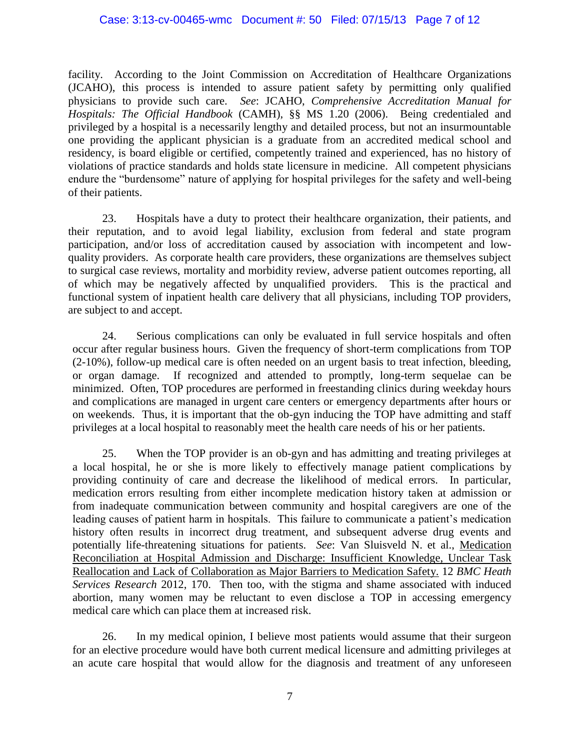facility. According to the Joint Commission on Accreditation of Healthcare Organizations (JCAHO), this process is intended to assure patient safety by permitting only qualified physicians to provide such care. *See*: JCAHO, *Comprehensive Accreditation Manual for Hospitals: The Official Handbook* (CAMH), §§ MS 1.20 (2006). Being credentialed and privileged by a hospital is a necessarily lengthy and detailed process, but not an insurmountable one providing the applicant physician is a graduate from an accredited medical school and residency, is board eligible or certified, competently trained and experienced, has no history of violations of practice standards and holds state licensure in medicine. All competent physicians endure the "burdensome" nature of applying for hospital privileges for the safety and well-being of their patients.

23. Hospitals have a duty to protect their healthcare organization, their patients, and their reputation, and to avoid legal liability, exclusion from federal and state program participation, and/or loss of accreditation caused by association with incompetent and low-quality providers. As corporate health care providers, these organizations are themselves subject to surgical case reviews, mortality and morbidity review, adverse patient outcomes reporting, all of which may be negatively affected by unqualified providers. This is the practical and functional system of inpatient health care delivery that all physicians, including TOP providers, are subject to and accept.

24. Serious complications can only be evaluated in full service hospitals and often occur after regular business hours. Given the frequency of short-term complications from TOP (2-10%), follow-up medical care is often needed on an urgent basis to treat infection, bleeding, or organ damage. If recognized and attended to promptly, long-term sequelae can be minimized. Often, TOP procedures are performed in freestanding clinics during weekday hours and complications are managed in urgent care centers or emergency departments after hours or on weekends. Thus, it is important that the ob-gyn inducing the TOP have admitting and staff privileges at a local hospital to reasonably meet the health care needs of his or her patients.

25. When the TOP provider is an ob-gyn and has admitting and treating privileges at a local hospital, he or she is more likely to effectively manage patient complications by providing continuity of care and decrease the likelihood of medical errors. In particular, medication errors resulting from either incomplete medication history taken at admission or from inadequate communication between community and hospital caregivers are one of the leading causes of patient harm in hospitals. This failure to communicate a patient's medication history often results in incorrect drug treatment, and subsequent adverse drug events and potentially life-threatening situations for patients. *See*: Van Sluisveld N. et al., Medication Reconciliation at Hospital Admission and Discharge: Insufficient Knowledge, Unclear Task Reallocation and Lack of Collaboration as Major Barriers to Medication Safety. 12 *BMC Heath Services Research* 2012, 170. Then too, with the stigma and shame associated with induced abortion, many women may be reluctant to even disclose a TOP in accessing emergency medical care which can place them at increased risk.

26. In my medical opinion, I believe most patients would assume that their surgeon for an elective procedure would have both current medical licensure and admitting privileges at an acute care hospital that would allow for the diagnosis and treatment of any unforeseen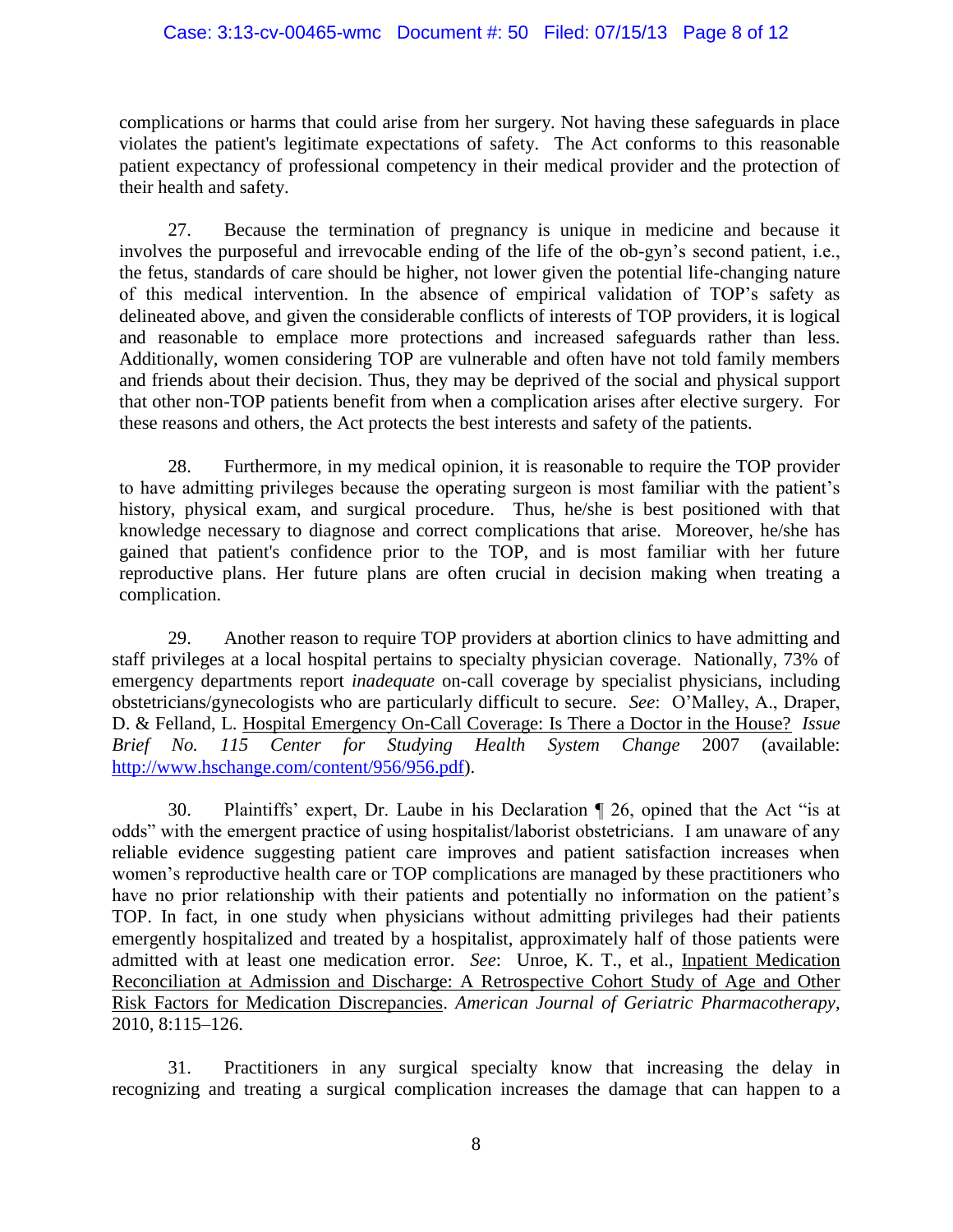complications or harms that could arise from her surgery. Not having these safeguards in place violates the patient's legitimate expectations of safety. The Act conforms to this reasonable patient expectancy of professional competency in their medical provider and the protection of their health and safety.

27. Because the termination of pregnancy is unique in medicine and because it involves the purposeful and irrevocable ending of the life of the ob-gyn's second patient, i.e., the fetus, standards of care should be higher, not lower given the potential life-changing nature of this medical intervention. In the absence of empirical validation of TOP's safety as delineated above, and given the considerable conflicts of interests of TOP providers, it is logical and reasonable to emplace more protections and increased safeguards rather than less. Additionally, women considering TOP are vulnerable and often have not told family members and friends about their decision. Thus, they may be deprived of the social and physical support that other non-TOP patients benefit from when a complication arises after elective surgery. For these reasons and others, the Act protects the best interests and safety of the patients.

28. Furthermore, in my medical opinion, it is reasonable to require the TOP provider to have admitting privileges because the operating surgeon is most familiar with the patient's history, physical exam, and surgical procedure. Thus, he/she is best positioned with that knowledge necessary to diagnose and correct complications that arise. Moreover, he/she has gained that patient's confidence prior to the TOP, and is most familiar with her future reproductive plans. Her future plans are often crucial in decision making when treating a complication.

29. Another reason to require TOP providers at abortion clinics to have admitting and staff privileges at a local hospital pertains to specialty physician coverage. Nationally, 73% of emergency departments report *inadequate* on-call coverage by specialist physicians, including obstetricians/gynecologists who are particularly difficult to secure. *See*: O'Malley, A., Draper, D. & Felland, L. Hospital Emergency On-Call Coverage: Is There a Doctor in the House? *Issue Brief No. 115 Center for Studying Health System Change* 2007 (available: http://www.hschange.com/content/956/956.pdf).

30. Plaintiffs' expert, Dr. Laube in his Declaration ¶ 26, opined that the Act "is at odds" with the emergent practice of using hospitalist/laborist obstetricians. I am unaware of any reliable evidence suggesting patient care improves and patient satisfaction increases when women's reproductive health care or TOP complications are managed by these practitioners who have no prior relationship with their patients and potentially no information on the patient's TOP. In fact, in one study when physicians without admitting privileges had their patients emergently hospitalized and treated by a hospitalist, approximately half of those patients were admitted with at least one medication error. *See*: Unroe, K. T., et al., Inpatient Medication Reconciliation at Admission and Discharge: A Retrospective Cohort Study of Age and Other Risk Factors for Medication Discrepancies. *American Journal of Geriatric Pharmacotherapy*, 2010, 8:115–126.

31. Practitioners in any surgical specialty know that increasing the delay in recognizing and treating a surgical complication increases the damage that can happen to a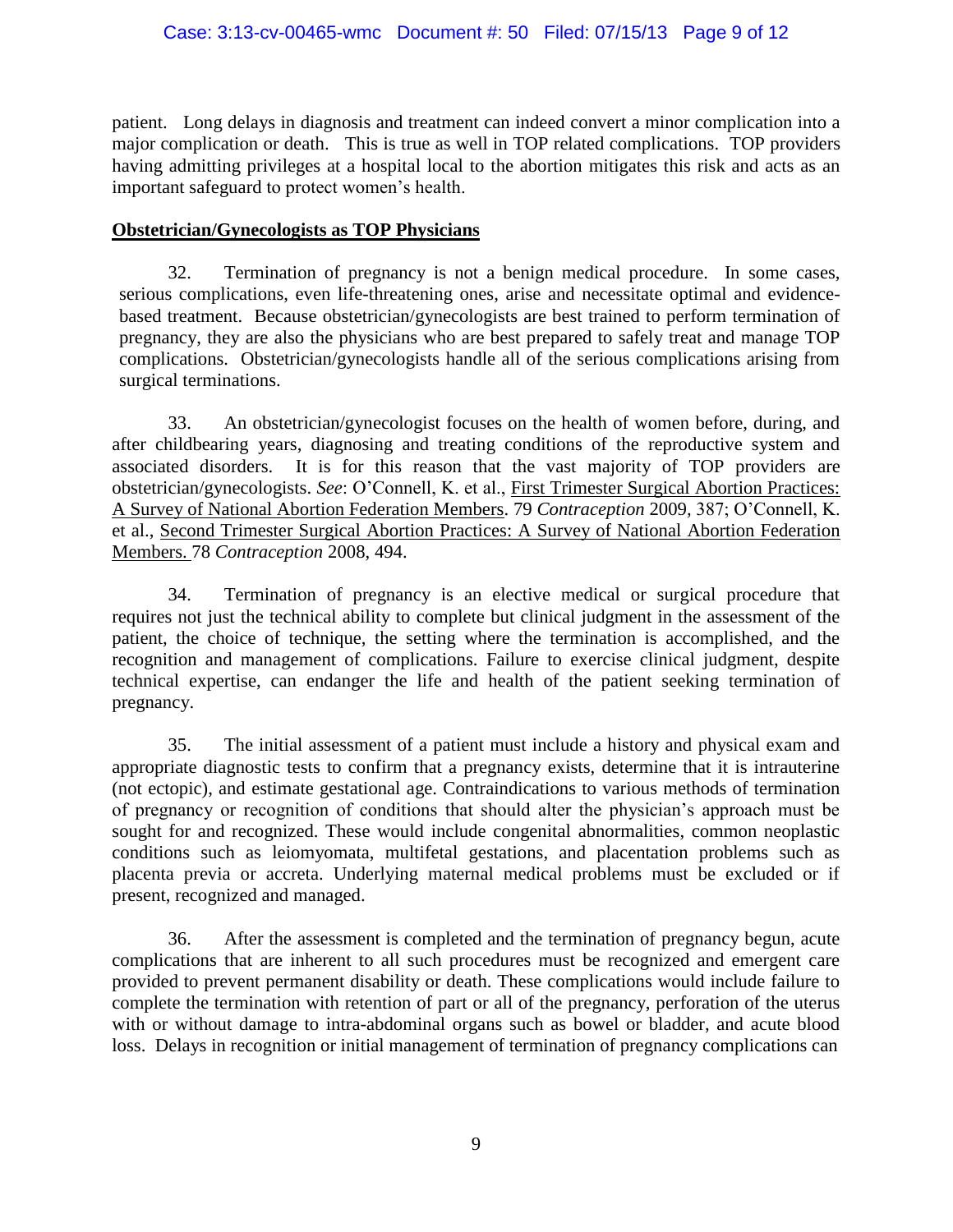patient. Long delays in diagnosis and treatment can indeed convert a minor complication into a major complication or death. This is true as well in TOP related complications. TOP providers having admitting privileges at a hospital local to the abortion mitigates this risk and acts as an important safeguard to protect women's health.

**Obstetrician/Gynecologists as TOP Physicians**

32. Termination of pregnancy is not a benign medical procedure. In some cases, serious complications, even life-threatening ones, arise and necessitate optimal and evidence-based treatment. Because obstetrician/gynecologists are best trained to perform termination of pregnancy, they are also the physicians who are best prepared to safely treat and manage TOP complications. Obstetrician/gynecologists handle all of the serious complications arising from surgical terminations.

33. An obstetrician/gynecologist focuses on the health of women before, during, and after childbearing years, diagnosing and treating conditions of the reproductive system and associated disorders. It is for this reason that the vast majority of TOP providers are obstetrician/gynecologists. *See*: O'Connell, K. et al., First Trimester Surgical Abortion Practices: A Survey of National Abortion Federation Members. 79 *Contraception* 2009, 387; O'Connell, K. et al., Second Trimester Surgical Abortion Practices: A Survey of National Abortion Federation Members. 78 *Contraception* 2008, 494.

34. Termination of pregnancy is an elective medical or surgical procedure that requires not just the technical ability to complete but clinical judgment in the assessment of the patient, the choice of technique, the setting where the termination is accomplished, and the recognition and management of complications. Failure to exercise clinical judgment, despite technical expertise, can endanger the life and health of the patient seeking termination of pregnancy.

35. The initial assessment of a patient must include a history and physical exam and appropriate diagnostic tests to confirm that a pregnancy exists, determine that it is intrauterine (not ectopic), and estimate gestational age. Contraindications to various methods of termination of pregnancy or recognition of conditions that should alter the physician's approach must be sought for and recognized. These would include congenital abnormalities, common neoplastic conditions such as leiomyomata, multifetal gestations, and placentation problems such as placenta previa or accreta. Underlying maternal medical problems must be excluded or if present, recognized and managed.

36. After the assessment is completed and the termination of pregnancy begun, acute complications that are inherent to all such procedures must be recognized and emergent care provided to prevent permanent disability or death. These complications would include failure to complete the termination with retention of part or all of the pregnancy, perforation of the uterus with or without damage to intra-abdominal organs such as bowel or bladder, and acute blood loss. Delays in recognition or initial management of termination of pregnancy complications can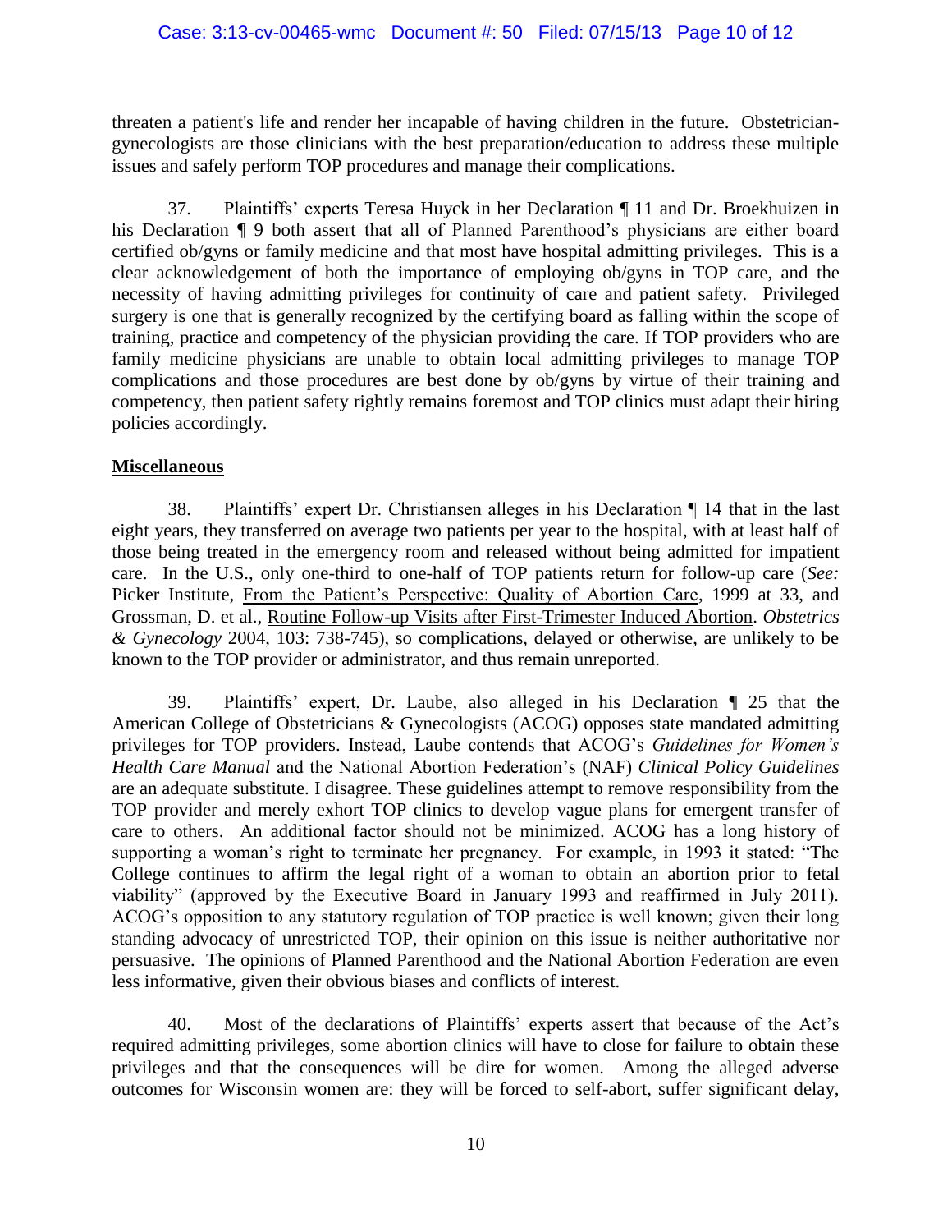threaten a patient's life and render her incapable of having children in the future. Obstetrician-gynecologists are those clinicians with the best preparation/education to address these multiple issues and safely perform TOP procedures and manage their complications.

37. Plaintiffs' experts Teresa Huyck in her Declaration ¶ 11 and Dr. Broekhuizen in his Declaration ¶ 9 both assert that all of Planned Parenthood's physicians are either board certified ob/gyns or family medicine and that most have hospital admitting privileges. This is a clear acknowledgement of both the importance of employing ob/gyns in TOP care, and the necessity of having admitting privileges for continuity of care and patient safety. Privileged surgery is one that is generally recognized by the certifying board as falling within the scope of training, practice and competency of the physician providing the care. If TOP providers who are family medicine physicians are unable to obtain local admitting privileges to manage TOP complications and those procedures are best done by ob/gyns by virtue of their training and competency, then patient safety rightly remains foremost and TOP clinics must adapt their hiring policies accordingly.

**Miscellaneous**

38. Plaintiffs' expert Dr. Christiansen alleges in his Declaration ¶ 14 that in the last eight years, they transferred on average two patients per year to the hospital, with at least half of those being treated in the emergency room and released without being admitted for inpatient care. In the U.S., only one-third to one-half of TOP patients return for follow-up care (*See:* Picker Institute, From the Patient's Perspective: Quality of Abortion Care, 1999 at 33, and Grossman, D. et al., Routine Follow-up Visits after First-Trimester Induced Abortion. *Obstetrics & Gynecology* 2004, 103: 738-745), so complications, delayed or otherwise, are unlikely to be known to the TOP provider or administrator, and thus remain unreported.

39. Plaintiffs' expert, Dr. Laube, also alleged in his Declaration ¶ 25 that the American College of Obstetricians & Gynecologists (ACOG) opposes state mandated admitting privileges for TOP providers. Instead, Laube contends that ACOG's *Guidelines for Women's Health Care Manual* and the National Abortion Federation's (NAF) *Clinical Policy Guidelines* are an adequate substitute. I disagree. These guidelines attempt to remove responsibility from the TOP provider and merely exhort TOP clinics to develop vague plans for emergent transfer of care to others. An additional factor should not be minimized. ACOG has a long history of supporting a woman's right to terminate her pregnancy. For example, in 1993 it stated: "The College continues to affirm the legal right of a woman to obtain an abortion prior to fetal viability" (approved by the Executive Board in January 1993 and reaffirmed in July 2011). ACOG's opposition to any statutory regulation of TOP practice is well known; given their long standing advocacy of unrestricted TOP, their opinion on this issue is neither authoritative nor persuasive. The opinions of Planned Parenthood and the National Abortion Federation are even less informative, given their obvious biases and conflicts of interest.

40. Most of the declarations of Plaintiffs' experts assert that because of the Act's required admitting privileges, some abortion clinics will have to close for failure to obtain these privileges and that the consequences will be dire for women. Among the alleged adverse outcomes for Wisconsin women are: they will be forced to self-abort, suffer significant delay,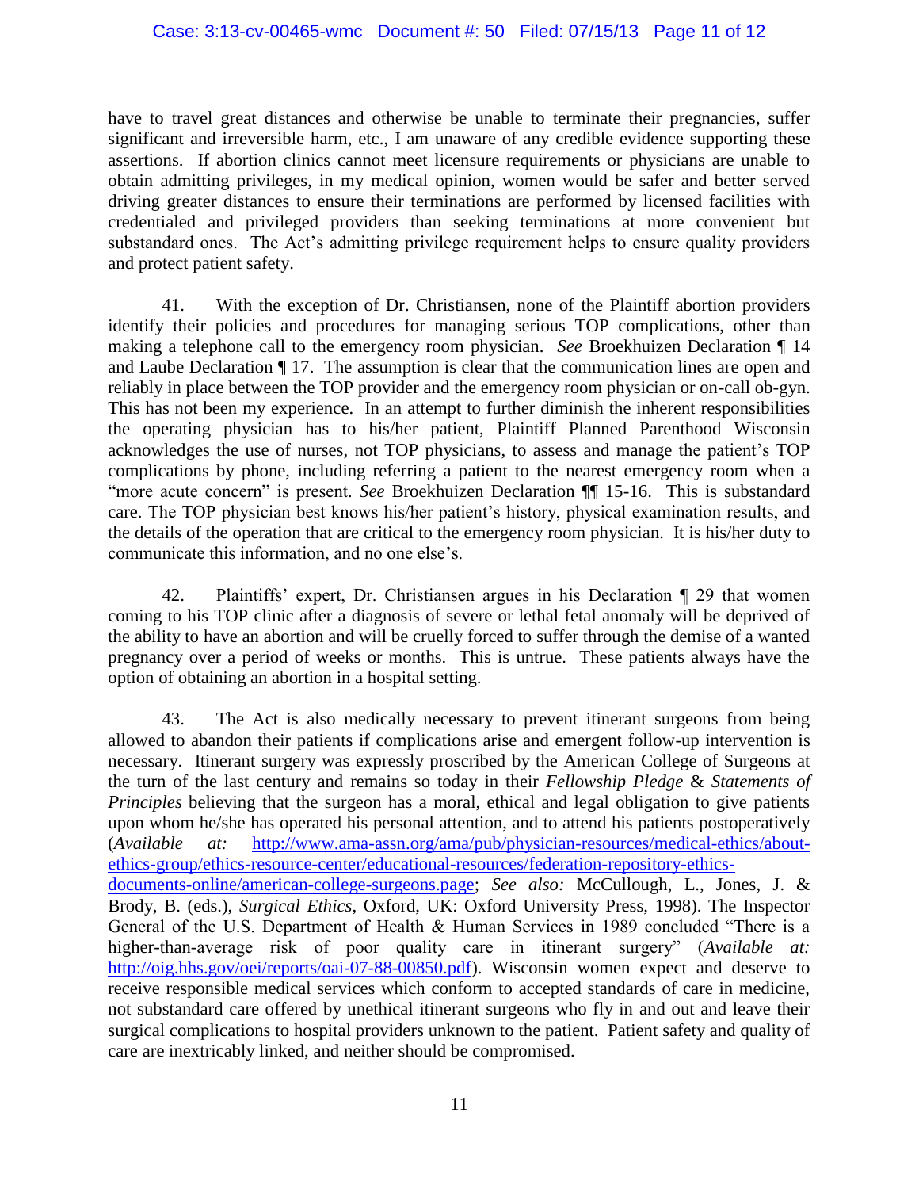have to travel great distances and otherwise be unable to terminate their pregnancies, suffer significant and irreversible harm, etc., I am unaware of any credible evidence supporting these assertions. If abortion clinics cannot meet licensure requirements or physicians are unable to obtain admitting privileges, in my medical opinion, women would be safer and better served driving greater distances to ensure their terminations are performed by licensed facilities with credentialed and privileged providers than seeking terminations at more convenient but substandard ones. The Act's admitting privilege requirement helps to ensure quality providers and protect patient safety.

41. With the exception of Dr. Christiansen, none of the Plaintiff abortion providers identify their policies and procedures for managing serious TOP complications, other than making a telephone call to the emergency room physician. *See* Broekhuizen Declaration ¶ 14 and Laube Declaration ¶ 17. The assumption is clear that the communication lines are open and reliably in place between the TOP provider and the emergency room physician or on-call ob-gyn. This has not been my experience. In an attempt to further diminish the inherent responsibilities the operating physician has to his/her patient, Plaintiff Planned Parenthood Wisconsin acknowledges the use of nurses, not TOP physicians, to assess and manage the patient's TOP complications by phone, including referring a patient to the nearest emergency room when a "more acute concern" is present. *See* Broekhuizen Declaration ¶¶ 15-16. This is substandard care. The TOP physician best knows his/her patient's history, physical examination results, and the details of the operation that are critical to the emergency room physician. It is his/her duty to communicate this information, and no one else's.

42. Plaintiffs' expert, Dr. Christiansen argues in his Declaration ¶ 29 that women coming to his TOP clinic after a diagnosis of severe or lethal fetal anomaly will be deprived of the ability to have an abortion and will be cruelly forced to suffer through the demise of a wanted pregnancy over a period of weeks or months. This is untrue. These patients always have the option of obtaining an abortion in a hospital setting.

43. The Act is also medically necessary to prevent itinerant surgeons from being allowed to abandon their patients if complications arise and emergent follow-up intervention is necessary. Itinerant surgery was expressly proscribed by the American College of Surgeons at the turn of the last century and remains so today in their *Fellowship Pledge* & *Statements of Principles* believing that the surgeon has a moral, ethical and legal obligation to give patients upon whom he/she has operated his personal attention, and to attend his patients postoperatively (*Available at:* http://www.ama-assn.org/ama/pub/physician-resources/medical-ethics/about-ethics-group/ethics-resource-center/educational-resources/federation-repository-ethics-documents-online/american-college-surgeons.page; *See also:* McCullough, L., Jones, J. & Brody, B. (eds.), *Surgical Ethics*, Oxford, UK: Oxford University Press, 1998). The Inspector General of the U.S. Department of Health & Human Services in 1989 concluded "There is a higher-than-average risk of poor quality care in itinerant surgery" (*Available at:* http://oig.hhs.gov/oei/reports/oai-07-88-00850.pdf). Wisconsin women expect and deserve to receive responsible medical services which conform to accepted standards of care in medicine, not substandard care offered by unethical itinerant surgeons who fly in and out and leave their surgical complications to hospital providers unknown to the patient. Patient safety and quality of care are inextricably linked, and neither should be compromised.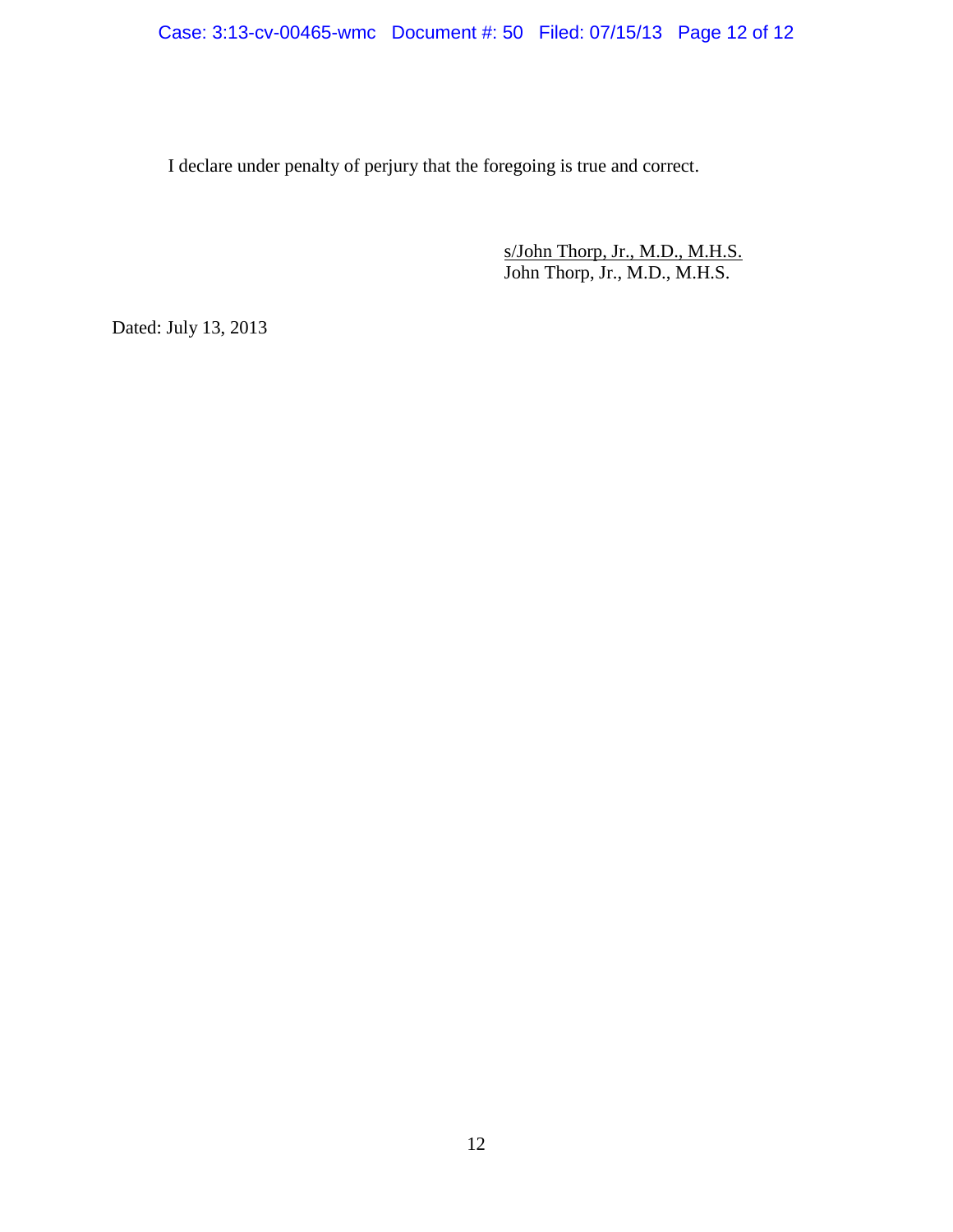I declare under penalty of perjury that the foregoing is true and correct.

s/John Thorp, Jr., M.D., M.H.S.
John Thorp, Jr., M.D., M.H.S.

Dated: July 13, 2013